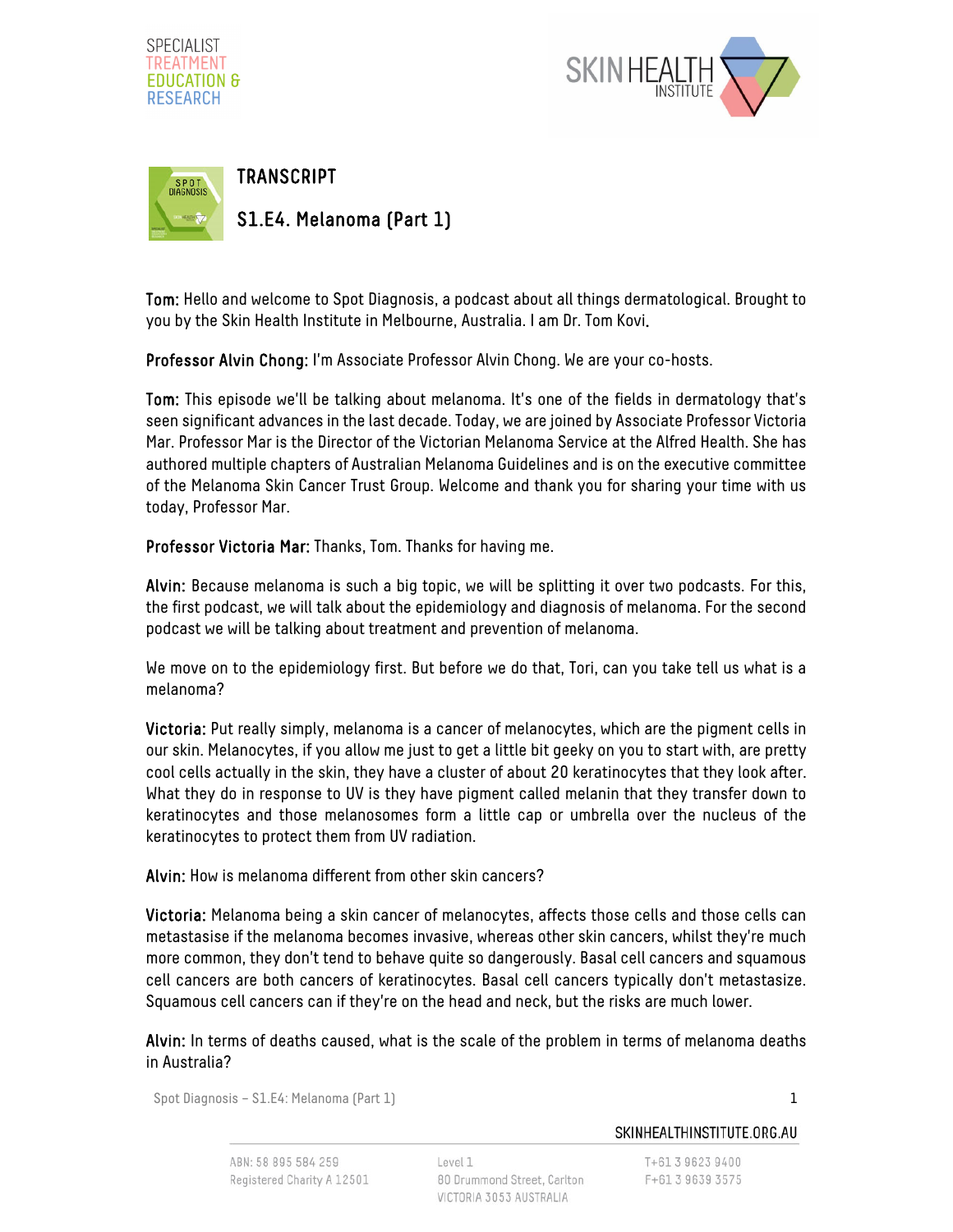# TRANSCRIPT

## S1.E4. Melanoma (Part 1)

**Tom:** Hello and welcome to Spot Diagnosis, a podcast about all things dermatological. Brought to you by the Skin Health Institute in Melbourne, Australia. I am Dr. Tom Kovi.

**Professor Alvin Chong:** I'm Associate Professor Alvin Chong. We are your co-hosts.

**Tom:** This episode we'll be talking about melanoma. It's one of the fields in dermatology that's seen significant advances in the last decade. Today, we are joined by Associate Professor Victoria Mar. Professor Mar is the Director of the Victorian Melanoma Service at the Alfred Health. She has authored multiple chapters of Australian Melanoma Guidelines and is on the executive committee of the Melanoma Skin Cancer Trust Group. Welcome and thank you for sharing your time with us today, Professor Mar.

**Professor Victoria Mar:** Thanks, Tom. Thanks for having me.

**Alvin:** Because melanoma is such a big topic, we will be splitting it over two podcasts. For this, the first podcast, we will talk about the epidemiology and diagnosis of melanoma. For the second podcast we will be talking about treatment and prevention of melanoma.

We move on to the epidemiology first. But before we do that, Tori, can you take tell us what is a melanoma?

**Victoria:** Put really simply, melanoma is a cancer of melanocytes, which are the pigment cells in our skin. Melanocytes, if you allow me just to get a little bit geeky on you to start with, are pretty cool cells actually in the skin, they have a cluster of about 20 keratinocytes that they look after. What they do in response to UV is they have pigment called melanin that they transfer down to keratinocytes and those melanosomes form a little cap or umbrella over the nucleus of the keratinocytes to protect them from UV radiation.

**Alvin:** How is melanoma different from other skin cancers?

**Victoria:** Melanoma being a skin cancer of melanocytes, affects those cells and those cells can metastasise if the melanoma becomes invasive, whereas other skin cancers, whilst they're much more common, they don't tend to behave quite so dangerously. Basal cell cancers and squamous cell cancers are both cancers of keratinocytes. Basal cell cancers typically don't metastasize. Squamous cell cancers can if they're on the head and neck, but the risks are much lower.

**Alvin:** In terms of deaths caused, what is the scale of the problem in terms of melanoma deaths in Australia?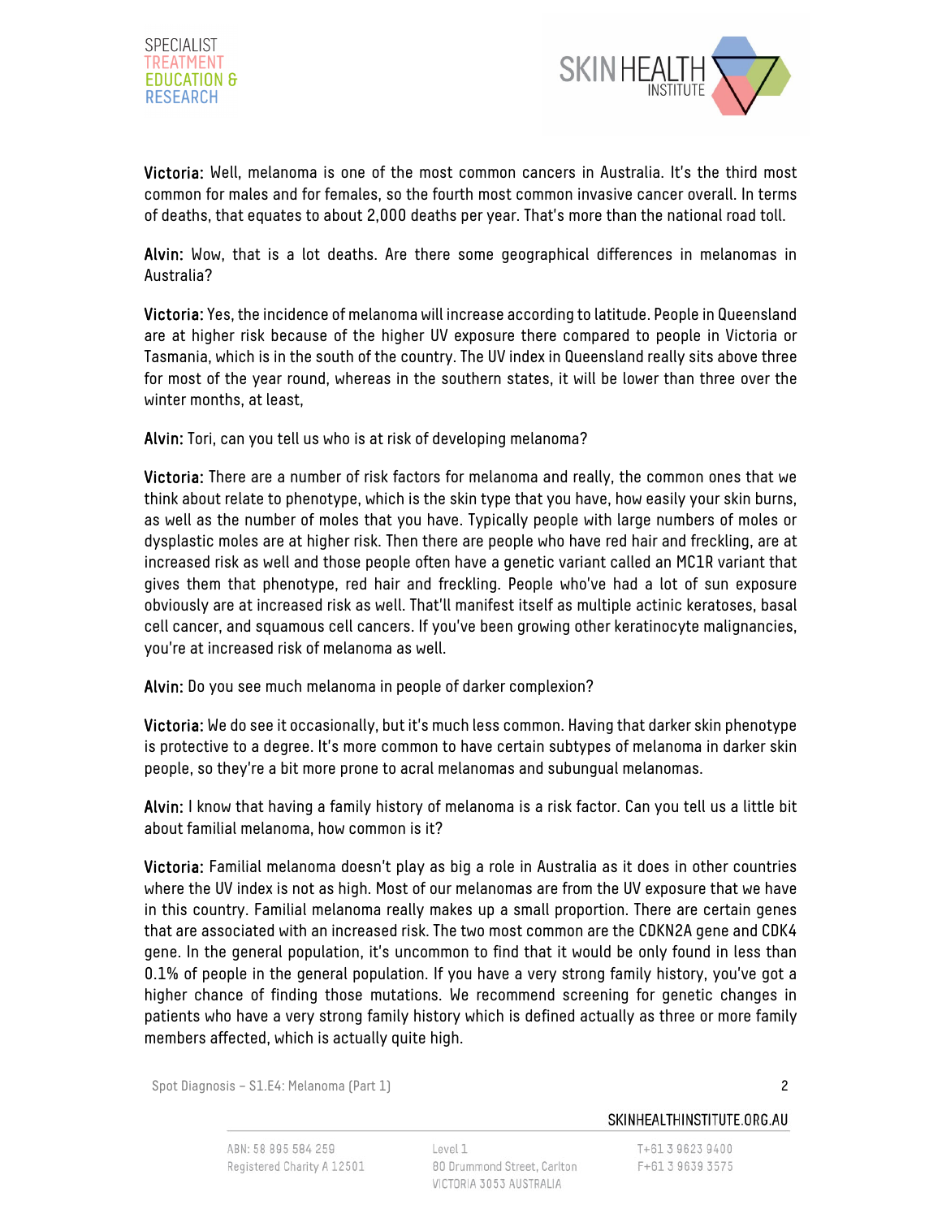**Victoria:** Well, melanoma is one of the most common cancers in Australia. It's the third most common for males and for females, so the fourth most common invasive cancer overall. In terms of deaths, that equates to about 2,000 deaths per year. That's more than the national road toll.

**Alvin:** Wow, that is a lot deaths. Are there some geographical differences in melanomas in Australia?

**Victoria:** Yes, the incidence of melanoma will increase according to latitude. People in Queensland are at higher risk because of the higher UV exposure there compared to people in Victoria or Tasmania, which is in the south of the country. The UV index in Queensland really sits above three for most of the year round, whereas in the southern states, it will be lower than three over the winter months, at least,

**Alvin:** Tori, can you tell us who is at risk of developing melanoma?

**Victoria:** There are a number of risk factors for melanoma and really, the common ones that we think about relate to phenotype, which is the skin type that you have, how easily your skin burns, as well as the number of moles that you have. Typically people with large numbers of moles or dysplastic moles are at higher risk. Then there are people who have red hair and freckling, are at increased risk as well and those people often have a genetic variant called an MC1R variant that gives them that phenotype, red hair and freckling. People who've had a lot of sun exposure obviously are at increased risk as well. That'll manifest itself as multiple actinic keratoses, basal cell cancer, and squamous cell cancers. If you've been growing other keratinocyte malignancies, you're at increased risk of melanoma as well.

**Alvin:** Do you see much melanoma in people of darker complexion?

**Victoria:** We do see it occasionally, but it's much less common. Having that darker skin phenotype is protective to a degree. It's more common to have certain subtypes of melanoma in darker skin people, so they're a bit more prone to acral melanomas and subungual melanomas.

**Alvin:** I know that having a family history of melanoma is a risk factor. Can you tell us a little bit about familial melanoma, how common is it?

**Victoria:** Familial melanoma doesn't play as big a role in Australia as it does in other countries where the UV index is not as high. Most of our melanomas are from the UV exposure that we have in this country. Familial melanoma really makes up a small proportion. There are certain genes that are associated with an increased risk. The two most common are the CDKN2A gene and CDK4 gene. In the general population, it's uncommon to find that it would be only found in less than 0.1% of people in the general population. If you have a very strong family history, you've got a higher chance of finding those mutations. We recommend screening for genetic changes in patients who have a very strong family history which is defined actually as three or more family members affected, which is actually quite high.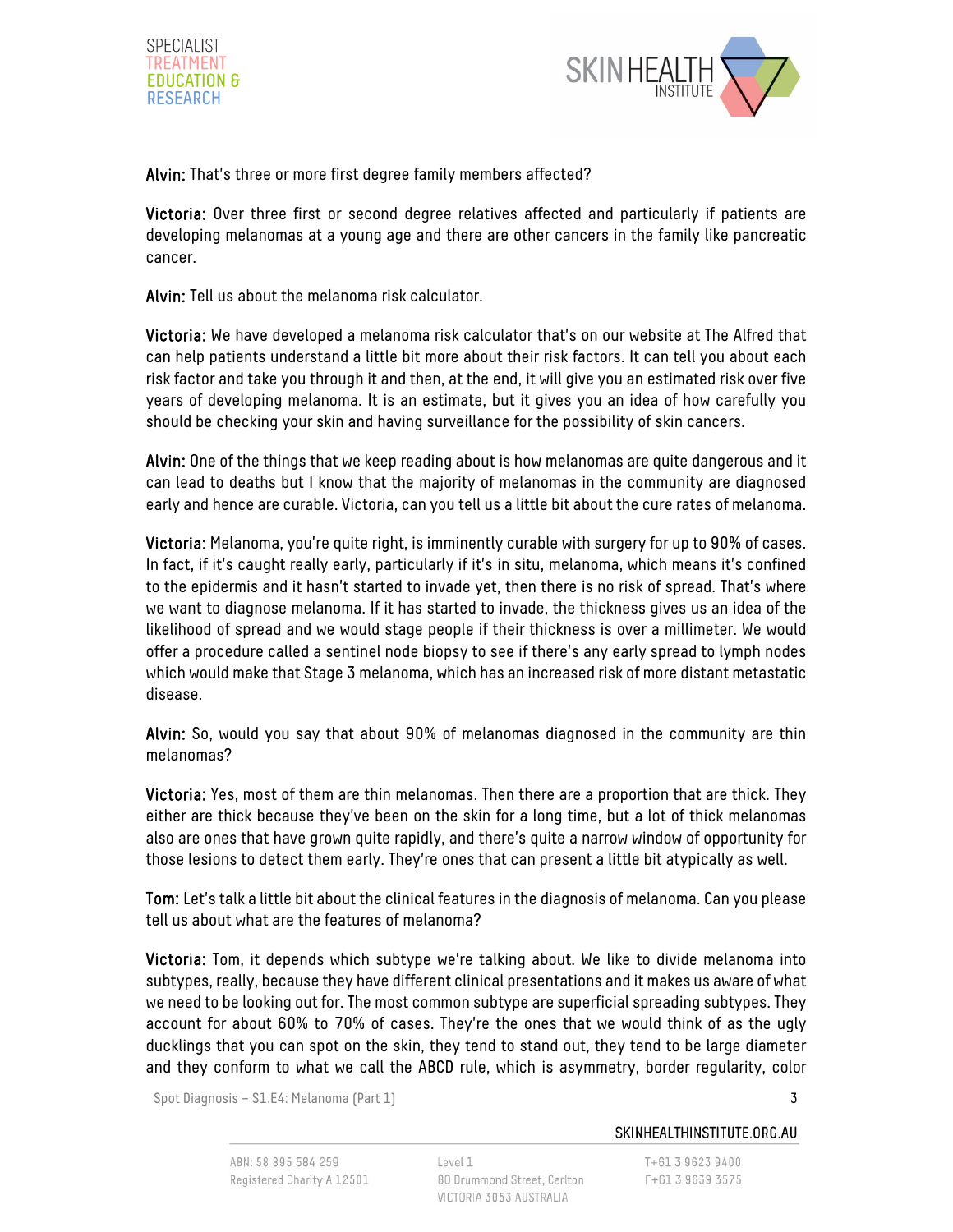**Alvin:** That's three or more first degree family members affected?

**Victoria:** Over three first or second degree relatives affected and particularly if patients are developing melanomas at a young age and there are other cancers in the family like pancreatic cancer.

**Alvin:** Tell us about the melanoma risk calculator.

**Victoria:** We have developed a melanoma risk calculator that's on our website at The Alfred that can help patients understand a little bit more about their risk factors. It can tell you about each risk factor and take you through it and then, at the end, it will give you an estimated risk over five years of developing melanoma. It is an estimate, but it gives you an idea of how carefully you should be checking your skin and having surveillance for the possibility of skin cancers.

**Alvin:** One of the things that we keep reading about is how melanomas are quite dangerous and it can lead to deaths but I know that the majority of melanomas in the community are diagnosed early and hence are curable. Victoria, can you tell us a little bit about the cure rates of melanoma.

**Victoria:** Melanoma, you're quite right, is imminently curable with surgery for up to 90% of cases. In fact, if it's caught really early, particularly if it's in situ, melanoma, which means it's confined to the epidermis and it hasn't started to invade yet, then there is no risk of spread. That's where we want to diagnose melanoma. If it has started to invade, the thickness gives us an idea of the likelihood of spread and we would stage people if their thickness is over a millimeter. We would offer a procedure called a sentinel node biopsy to see if there's any early spread to lymph nodes which would make that Stage 3 melanoma, which has an increased risk of more distant metastatic disease.

**Alvin:** So, would you say that about 90% of melanomas diagnosed in the community are thin melanomas?

**Victoria:** Yes, most of them are thin melanomas. Then there are a proportion that are thick. They either are thick because they've been on the skin for a long time, but a lot of thick melanomas also are ones that have grown quite rapidly, and there's quite a narrow window of opportunity for those lesions to detect them early. They're ones that can present a little bit atypically as well.

**Tom:** Let's talk a little bit about the clinical features in the diagnosis of melanoma. Can you please tell us about what are the features of melanoma?

**Victoria:** Tom, it depends which subtype we're talking about. We like to divide melanoma into subtypes, really, because they have different clinical presentations and it makes us aware of what we need to be looking out for. The most common subtype are superficial spreading subtypes. They account for about 60% to 70% of cases. They're the ones that we would think of as the ugly ducklings that you can spot on the skin, they tend to stand out, they tend to be large diameter and they conform to what we call the ABCD rule, which is asymmetry, border regularity, color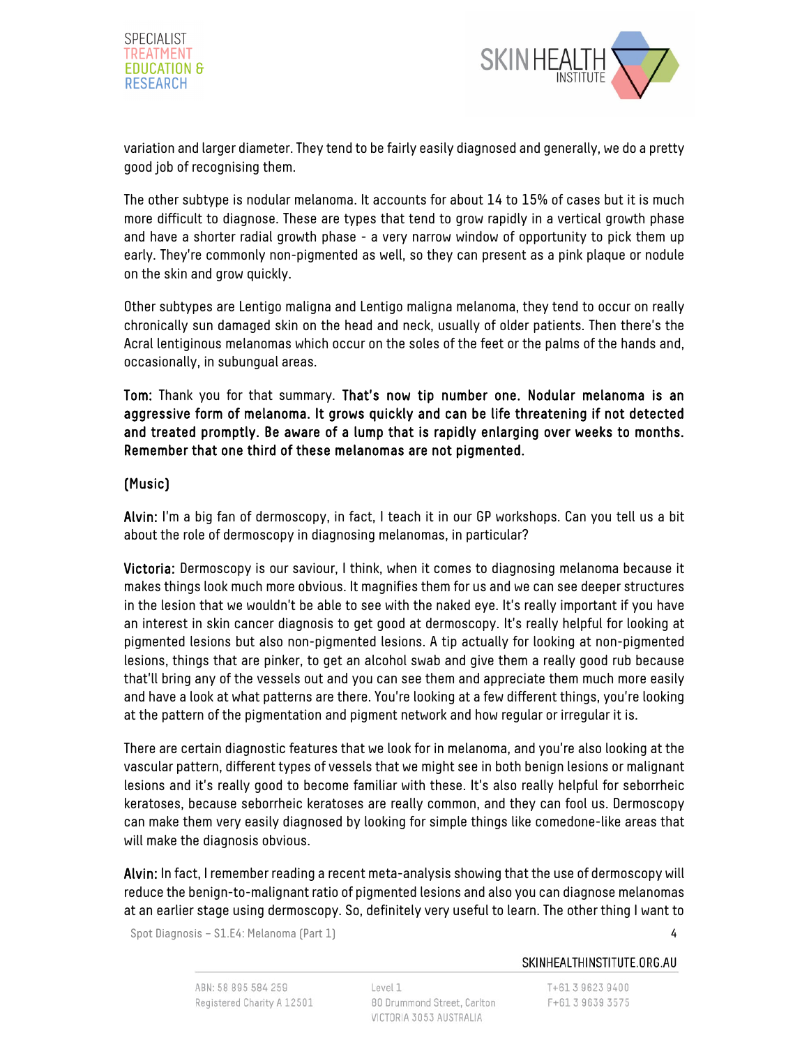variation and larger diameter. They tend to be fairly easily diagnosed and generally, we do a pretty good job of recognising them.

The other subtype is nodular melanoma. It accounts for about 14 to 15% of cases but it is much more difficult to diagnose. These are types that tend to grow rapidly in a vertical growth phase and have a shorter radial growth phase - a very narrow window of opportunity to pick them up early. They're commonly non-pigmented as well, so they can present as a pink plaque or nodule on the skin and grow quickly.

Other subtypes are Lentigo maligna and Lentigo maligna melanoma, they tend to occur on really chronically sun damaged skin on the head and neck, usually of older patients. Then there's the Acral lentiginous melanomas which occur on the soles of the feet or the palms of the hands and, occasionally, in subungual areas.

**Tom:** Thank you for that summary. **That's now tip number one. Nodular melanoma is an aggressive form of melanoma. It grows quickly and can be life threatening if not detected and treated promptly. Be aware of a lump that is rapidly enlarging over weeks to months. Remember that one third of these melanomas are not pigmented.**

**(Music)**

**Alvin:** I'm a big fan of dermoscopy, in fact, I teach it in our GP workshops. Can you tell us a bit about the role of dermoscopy in diagnosing melanomas, in particular?

**Victoria:** Dermoscopy is our saviour, I think, when it comes to diagnosing melanoma because it makes things look much more obvious. It magnifies them for us and we can see deeper structures in the lesion that we wouldn't be able to see with the naked eye. It's really important if you have an interest in skin cancer diagnosis to get good at dermoscopy. It's really helpful for looking at pigmented lesions but also non-pigmented lesions. A tip actually for looking at non-pigmented lesions, things that are pinker, to get an alcohol swab and give them a really good rub because that'll bring any of the vessels out and you can see them and appreciate them much more easily and have a look at what patterns are there. You're looking at a few different things, you're looking at the pattern of the pigmentation and pigment network and how regular or irregular it is.

There are certain diagnostic features that we look for in melanoma, and you're also looking at the vascular pattern, different types of vessels that we might see in both benign lesions or malignant lesions and it's really good to become familiar with these. It's also really helpful for seborrheic keratoses, because seborrheic keratoses are really common, and they can fool us. Dermoscopy can make them very easily diagnosed by looking for simple things like comedone-like areas that will make the diagnosis obvious.

**Alvin:** In fact, I remember reading a recent meta-analysis showing that the use of dermoscopy will reduce the benign-to-malignant ratio of pigmented lesions and also you can diagnose melanomas at an earlier stage using dermoscopy. So, definitely very useful to learn. The other thing I want to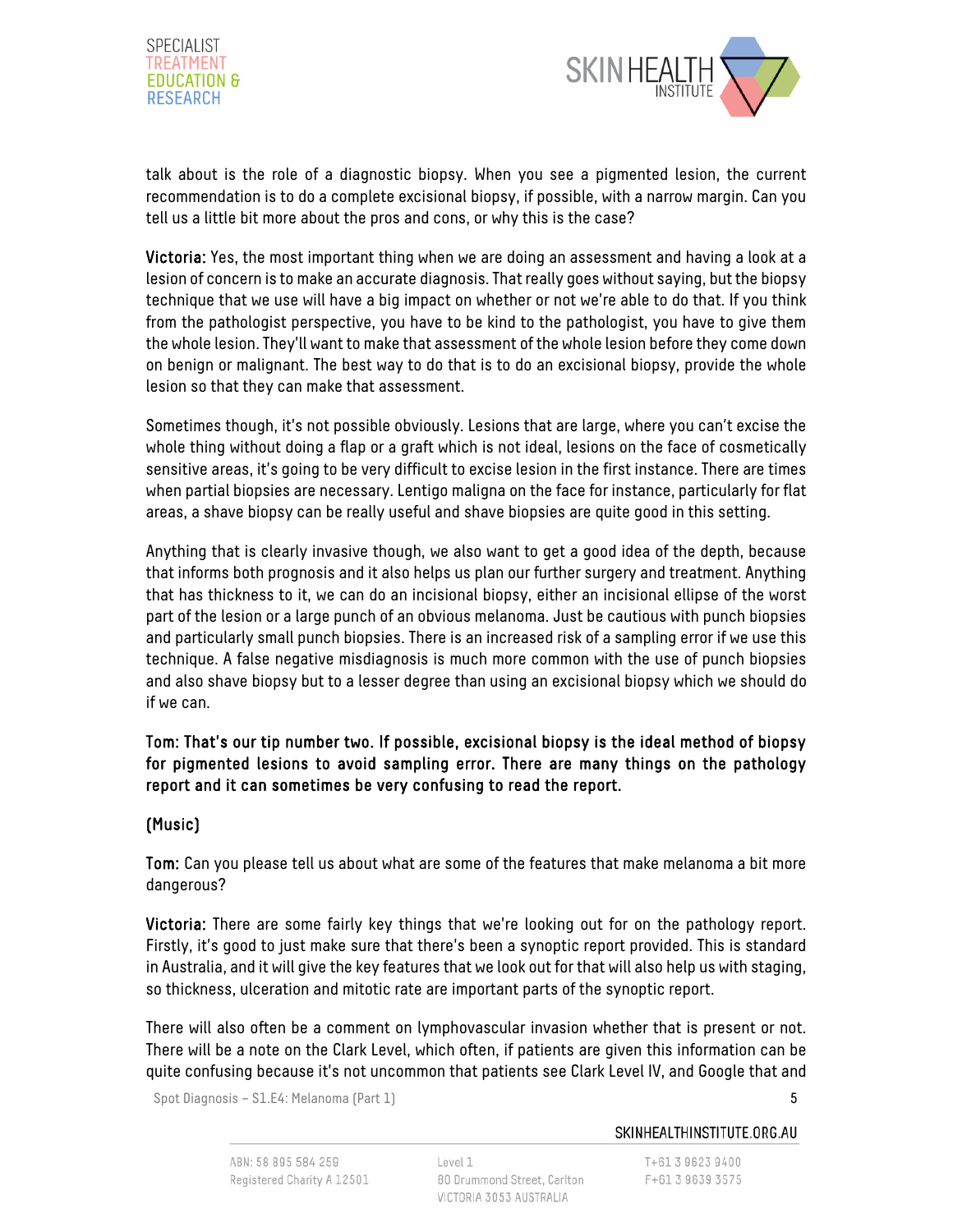talk about is the role of a diagnostic biopsy. When you see a pigmented lesion, the current recommendation is to do a complete excisional biopsy, if possible, with a narrow margin. Can you tell us a little bit more about the pros and cons, or why this is the case?

**Victoria:** Yes, the most important thing when we are doing an assessment and having a look at a lesion of concern is to make an accurate diagnosis. That really goes without saying, but the biopsy technique that we use will have a big impact on whether or not we're able to do that. If you think from the pathologist perspective, you have to be kind to the pathologist, you have to give them the whole lesion. They'll want to make that assessment of the whole lesion before they come down on benign or malignant. The best way to do that is to do an excisional biopsy, provide the whole lesion so that they can make that assessment.

Sometimes though, it's not possible obviously. Lesions that are large, where you can't excise the whole thing without doing a flap or a graft which is not ideal, lesions on the face of cosmetically sensitive areas, it's going to be very difficult to excise lesion in the first instance. There are times when partial biopsies are necessary. Lentigo maligna on the face for instance, particularly for flat areas, a shave biopsy can be really useful and shave biopsies are quite good in this setting.

Anything that is clearly invasive though, we also want to get a good idea of the depth, because that informs both prognosis and it also helps us plan our further surgery and treatment. Anything that has thickness to it, we can do an incisional biopsy, either an incisional ellipse of the worst part of the lesion or a large punch of an obvious melanoma. Just be cautious with punch biopsies and particularly small punch biopsies. There is an increased risk of a sampling error if we use this technique. A false negative misdiagnosis is much more common with the use of punch biopsies and also shave biopsy but to a lesser degree than using an excisional biopsy which we should do if we can.

**Tom: That's our tip number two. If possible, excisional biopsy is the ideal method of biopsy for pigmented lesions to avoid sampling error. There are many things on the pathology report and it can sometimes be very confusing to read the report.**

**(Music)**

**Tom:** Can you please tell us about what are some of the features that make melanoma a bit more dangerous?

**Victoria:** There are some fairly key things that we're looking out for on the pathology report. Firstly, it's good to just make sure that there's been a synoptic report provided. This is standard in Australia, and it will give the key features that we look out for that will also help us with staging, so thickness, ulceration and mitotic rate are important parts of the synoptic report.

There will also often be a comment on lymphovascular invasion whether that is present or not. There will be a note on the Clark Level, which often, if patients are given this information can be quite confusing because it's not uncommon that patients see Clark Level IV, and Google that and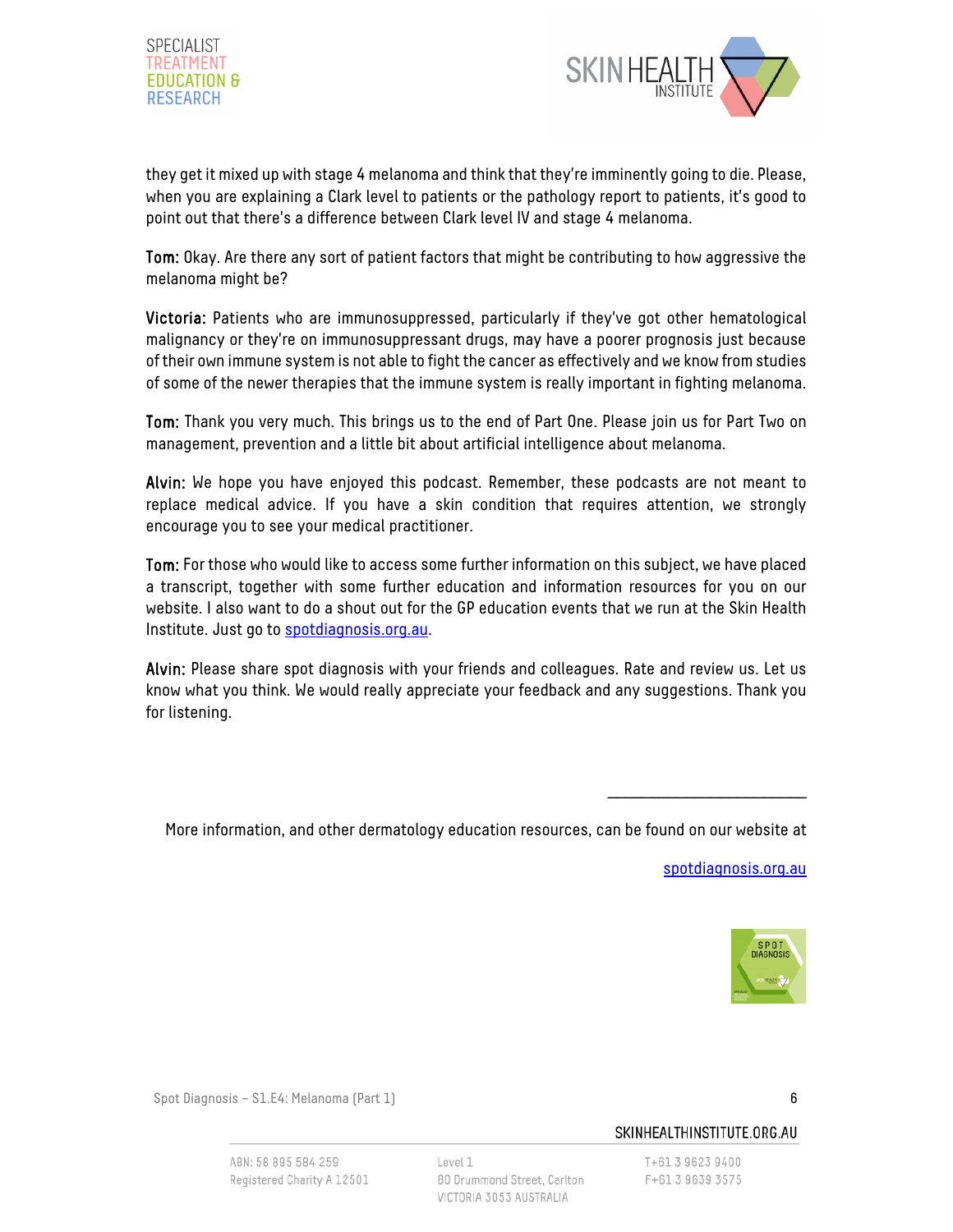they get it mixed up with stage 4 melanoma and think that they're imminently going to die. Please, when you are explaining a Clark level to patients or the pathology report to patients, it's good to point out that there's a difference between Clark level IV and stage 4 melanoma.

**Tom:** Okay. Are there any sort of patient factors that might be contributing to how aggressive the melanoma might be?

**Victoria:** Patients who are immunosuppressed, particularly if they've got other hematological malignancy or they're on immunosuppressant drugs, may have a poorer prognosis just because of their own immune system is not able to fight the cancer as effectively and we know from studies of some of the newer therapies that the immune system is really important in fighting melanoma.

**Tom:** Thank you very much. This brings us to the end of Part One. Please join us for Part Two on management, prevention and a little bit about artificial intelligence about melanoma.

**Alvin:** We hope you have enjoyed this podcast. Remember, these podcasts are not meant to replace medical advice. If you have a skin condition that requires attention, we strongly encourage you to see your medical practitioner.

**Tom:** For those who would like to access some further information on this subject, we have placed a transcript, together with some further education and information resources for you on our website. I also want to do a shout out for the GP education events that we run at the Skin Health Institute. Just go to [spotdiagnosis.org.au](spotdiagnosis.org.au).

**Alvin:** Please share spot diagnosis with your friends and colleagues. Rate and review us. Let us know what you think. We would really appreciate your feedback and any suggestions. Thank you for listening.

---

More information, and other dermatology education resources, can be found on our website at

[spotdiagnosis.org.au](spotdiagnosis.org.au)